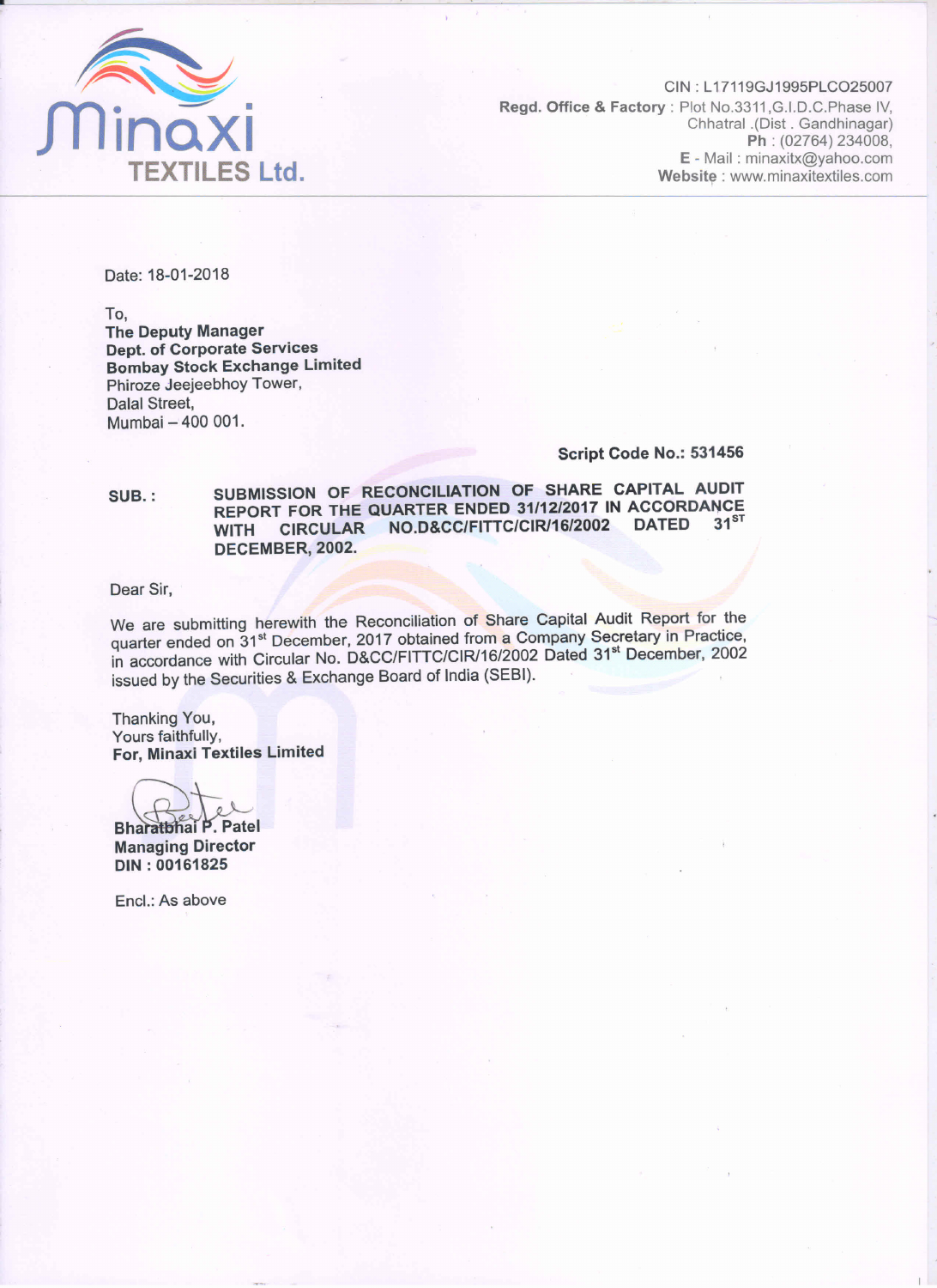**Minaxi TEXTILES Ltd.**

CIN : L17119GJ1995PLCO25007
**Regd. Office & Factory** : Plot No.3311,G.I.D.C.Phase IV,
Chhatral .(Dist . Gandhinagar)
**Ph** : (02764) 234008,
**E** - Mail : minaxitx@yahoo.com
**Website** : www.minaxitextiles.com

Date: 18-01-2018

To,
**The Deputy Manager**
**Dept. of Corporate Services**
**Bombay Stock Exchange Limited**
Phiroze Jeejeebhoy Tower,
Dalal Street,
Mumbai – 400 001.

**Script Code No.: 531456**

**SUB. :** **SUBMISSION OF RECONCILIATION OF SHARE CAPITAL AUDIT REPORT FOR THE QUARTER ENDED 31/12/2017 IN ACCORDANCE WITH CIRCULAR NO.D&CC/FITTC/CIR/16/2002 DATED 31ST DECEMBER, 2002.**

Dear Sir,

We are submitting herewith the Reconciliation of Share Capital Audit Report for the quarter ended on 31st December, 2017 obtained from a Company Secretary in Practice, in accordance with Circular No. D&CC/FITTC/CIR/16/2002 Dated 31st December, 2002 issued by the Securities & Exchange Board of India (SEBI).

Thanking You,
Yours faithfully,
**For, Minaxi Textiles Limited**

**Bharatbhai P. Patel**
**Managing Director**
**DIN : 00161825**

Encl.: As above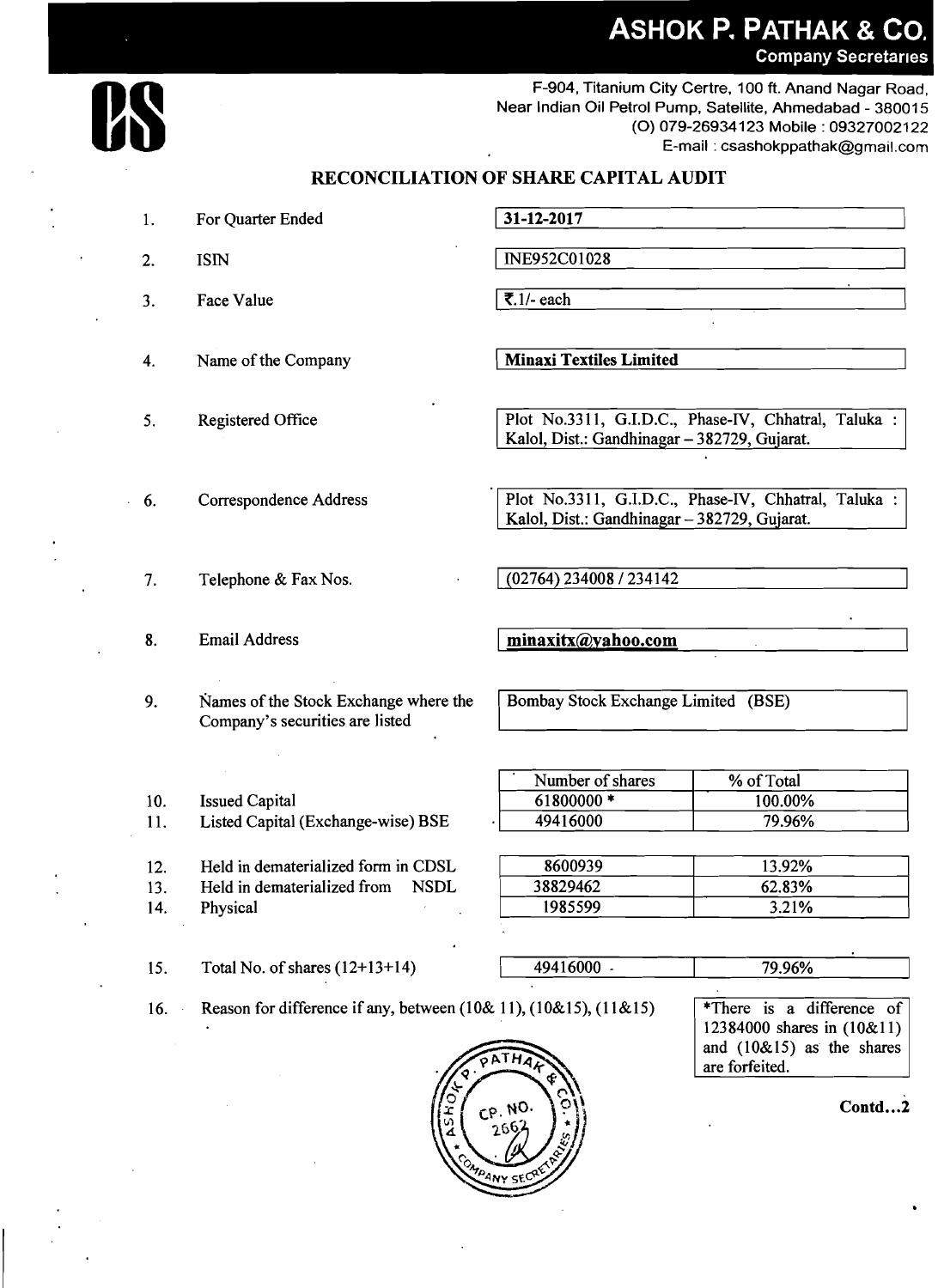# ASHOK P. PATHAK & CO.

**Company Secretaries**

F-904, Titanium City Centre, 100 ft. Anand Nagar Road,
Near Indian Oil Petrol Pump, Satellite, Ahmedabad - 380015
(O) 079-26934123 Mobile : 09327002122
E-mail : csashokppathak@gmail.com

## RECONCILIATION OF SHARE CAPITAL AUDIT

| | | |
|---|---|---|
| 1. | For Quarter Ended | **31-12-2017** |
| 2. | ISIN | INE952C01028 |
| 3. | Face Value | ₹.1/- each |
| 4. | Name of the Company | **Minaxi Textiles Limited** |
| 5. | Registered Office | Plot No.3311, G.I.D.C., Phase-IV, Chhatral, Taluka : Kalol, Dist.: Gandhinagar – 382729, Gujarat. |
| 6. | Correspondence Address | Plot No.3311, G.I.D.C., Phase-IV, Chhatral, Taluka : Kalol, Dist.: Gandhinagar – 382729, Gujarat. |
| 7. | Telephone & Fax Nos. | (02764) 234008 / 234142 |
| 8. | Email Address | **minaxitx@yahoo.com** |
| 9. | Names of the Stock Exchange where the Company's securities are listed | Bombay Stock Exchange Limited (BSE) |

| | | Number of shares | % of Total |
|---|---|---|---|
| 10. | Issued Capital | 61800000 * | 100.00% |
| 11. | Listed Capital (Exchange-wise) BSE | 49416000 | 79.96% |
| 12. | Held in dematerialized form in CDSL | 8600939 | 13.92% |
| 13. | Held in dematerialized from NSDL | 38829462 | 62.83% |
| 14. | Physical | 1985599 | 3.21% |
| 15. | Total No. of shares (12+13+14) | 49416000 | 79.96% |

16. Reason for difference if any, between (10& 11), (10&15), (11&15)

*There is a difference of 12384000 shares in (10&11) and (10&15) as the shares are forfeited.

Contd...2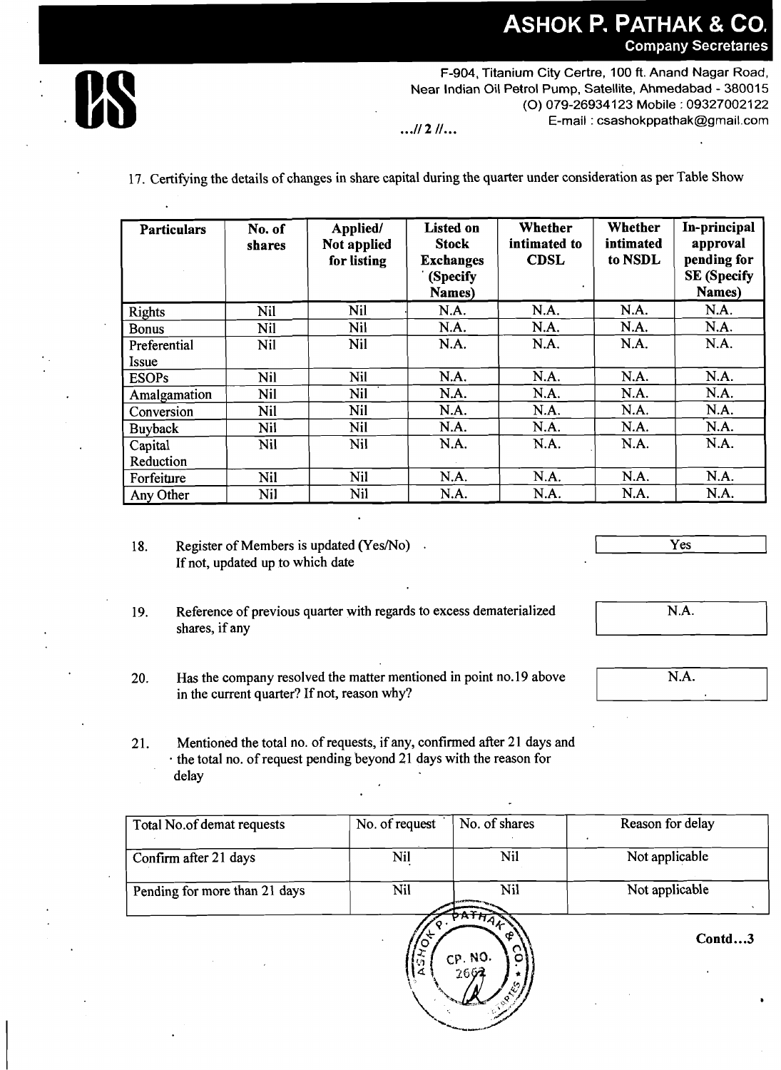17. Certifying the details of changes in share capital during the quarter under consideration as per Table Show

| Particulars | No. of shares | Applied/ Not applied for listing | Listed on Stock Exchanges (Specify Names) | Whether intimated to CDSL | Whether intimated to NSDL | In-principal approval pending for SE (Specify Names) |
|---|---|---|---|---|---|---|
| Rights | Nil | Nil | N.A. | N.A. | N.A. | N.A. |
| Bonus | Nil | Nil | N.A. | N.A. | N.A. | N.A. |
| Preferential Issue | Nil | Nil | N.A. | N.A. | N.A. | N.A. |
| ESOPs | Nil | Nil | N.A. | N.A. | N.A. | N.A. |
| Amalgamation | Nil | Nil | N.A. | N.A. | N.A. | N.A. |
| Conversion | Nil | Nil | N.A. | N.A. | N.A. | N.A. |
| Buyback | Nil | Nil | N.A. | N.A. | N.A. | N.A. |
| Capital Reduction | Nil | Nil | N.A. | N.A. | N.A. | N.A. |
| Forfeiture | Nil | Nil | N.A. | N.A. | N.A. | N.A. |
| Any Other | Nil | Nil | N.A. | N.A. | N.A. | N.A. |

18. Register of Members is updated (Yes/No) — Yes
If not, updated up to which date

19. Reference of previous quarter with regards to excess dematerialized shares, if any — N.A.

20. Has the company resolved the matter mentioned in point no.19 above in the current quarter? If not, reason why? — N.A.

21. Mentioned the total no. of requests, if any, confirmed after 21 days and the total no. of request pending beyond 21 days with the reason for delay

| Total No.of demat requests | No. of request | No. of shares | Reason for delay |
|---|---|---|---|
| Confirm after 21 days | Nil | Nil | Not applicable |
| Pending for more than 21 days | Nil | Nil | Not applicable |

Contd...3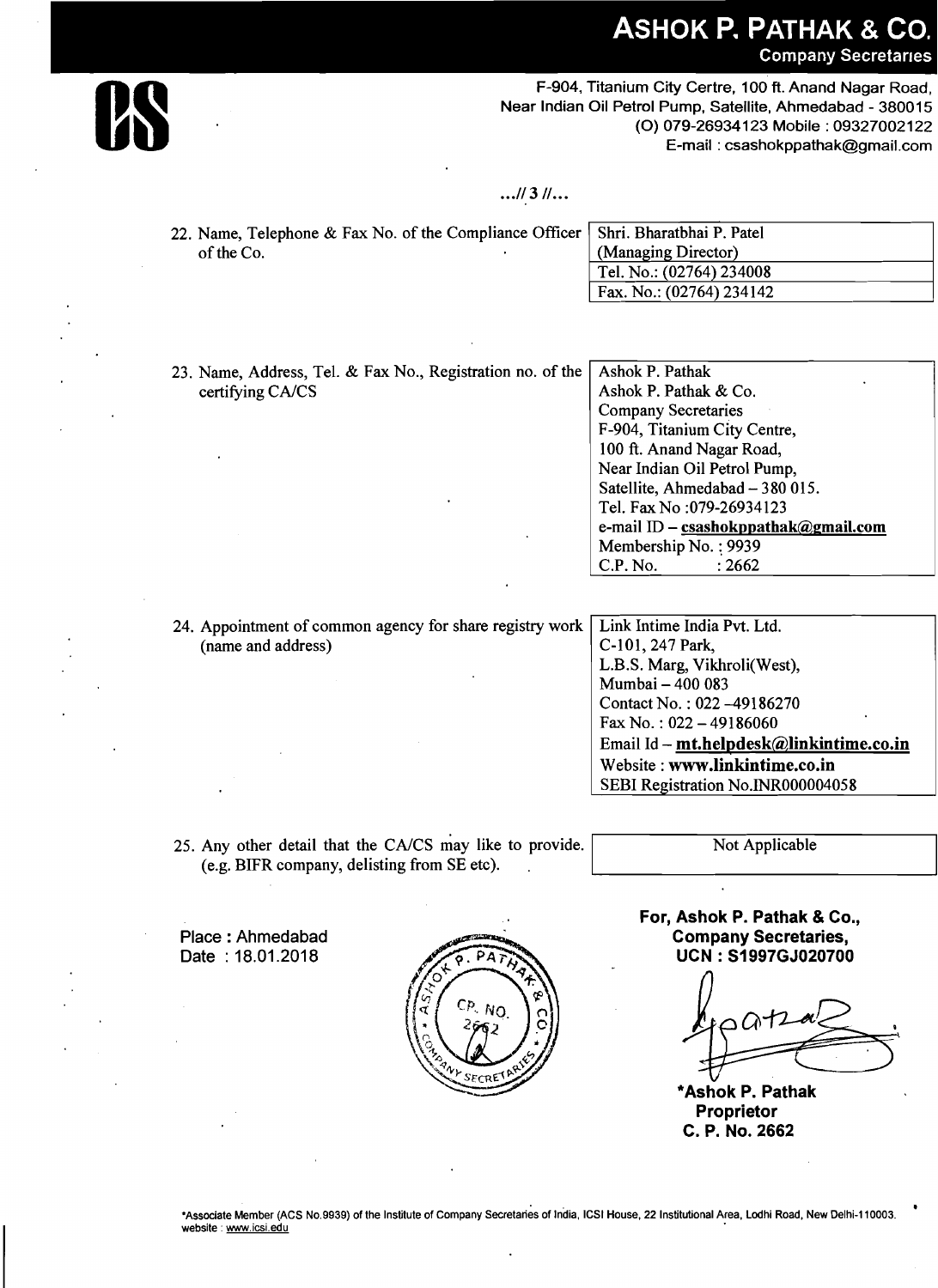# ASHOK P. PATHAK & CO.

**Company Secretaries**

F-904, Titanium City Centre, 100 ft. Anand Nagar Road,
Near Indian Oil Petrol Pump, Satellite, Ahmedabad - 380015
(O) 079-26934123 Mobile : 09327002122
E-mail : csashokppathak@gmail.com

...// 3 //...

| | |
|---|---|
| 22. Name, Telephone & Fax No. of the Compliance Officer of the Co. | Shri. Bharatbhai P. Patel<br>(Managing Director)<br>Tel. No.: (02764) 234008<br>Fax. No.: (02764) 234142 |
| 23. Name, Address, Tel. & Fax No., Registration no. of the certifying CA/CS | Ashok P. Pathak<br>Ashok P. Pathak & Co.<br>Company Secretaries<br>F-904, Titanium City Centre,<br>100 ft. Anand Nagar Road,<br>Near Indian Oil Petrol Pump,<br>Satellite, Ahmedabad – 380 015.<br>Tel. Fax No :079-26934123<br>e-mail ID – **csashokppathak@gmail.com**<br>Membership No. : 9939<br>C.P. No. : 2662 |
| 24. Appointment of common agency for share registry work (name and address) | Link Intime India Pvt. Ltd.<br>C-101, 247 Park,<br>L.B.S. Marg, Vikhroli(West),<br>Mumbai – 400 083<br>Contact No. : 022 –49186270<br>Fax No. : 022 – 49186060<br>Email Id – **mt.helpdesk@linkintime.co.in**<br>Website : **www.linkintime.co.in**<br>SEBI Registration No.INR000004058 |
| 25. Any other detail that the CA/CS may like to provide. (e.g. BIFR company, delisting from SE etc). | Not Applicable |

Place : Ahmedabad
Date : 18.01.2018

**For, Ashok P. Pathak & Co.,**
**Company Secretaries,**
**UCN : S1997GJ020700**

**\*Ashok P. Pathak**
**Proprietor**
**C. P. No. 2662**

*Associate Member (ACS No.9939) of the Institute of Company Secretaries of India, ICSI House, 22 Institutional Area, Lodhi Road, New Delhi-110003. website : www.icsi.edu